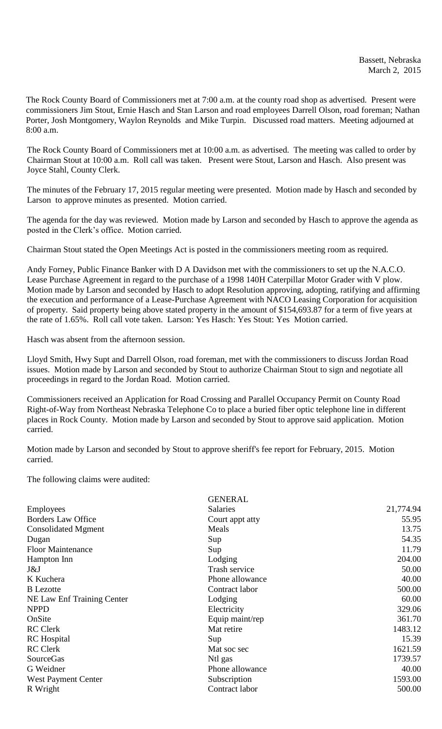Bassett, Nebraska
March 2, 2015

The Rock County Board of Commissioners met at 7:00 a.m. at the county road shop as advertised. Present were commissioners Jim Stout, Ernie Hasch and Stan Larson and road employees Darrell Olson, road foreman; Nathan Porter, Josh Montgomery, Waylon Reynolds and Mike Turpin. Discussed road matters. Meeting adjourned at 8:00 a.m.

The Rock County Board of Commissioners met at 10:00 a.m. as advertised. The meeting was called to order by Chairman Stout at 10:00 a.m. Roll call was taken. Present were Stout, Larson and Hasch. Also present was Joyce Stahl, County Clerk.

The minutes of the February 17, 2015 regular meeting were presented. Motion made by Hasch and seconded by Larson to approve minutes as presented. Motion carried.

The agenda for the day was reviewed. Motion made by Larson and seconded by Hasch to approve the agenda as posted in the Clerk's office. Motion carried.

Chairman Stout stated the Open Meetings Act is posted in the commissioners meeting room as required.

Andy Forney, Public Finance Banker with D A Davidson met with the commissioners to set up the N.A.C.O. Lease Purchase Agreement in regard to the purchase of a 1998 140H Caterpillar Motor Grader with V plow. Motion made by Larson and seconded by Hasch to adopt Resolution approving, adopting, ratifying and affirming the execution and performance of a Lease-Purchase Agreement with NACO Leasing Corporation for acquisition of property. Said property being above stated property in the amount of $154,693.87 for a term of five years at the rate of 1.65%. Roll call vote taken. Larson: Yes Hasch: Yes Stout: Yes Motion carried.

Hasch was absent from the afternoon session.

Lloyd Smith, Hwy Supt and Darrell Olson, road foreman, met with the commissioners to discuss Jordan Road issues. Motion made by Larson and seconded by Stout to authorize Chairman Stout to sign and negotiate all proceedings in regard to the Jordan Road. Motion carried.

Commissioners received an Application for Road Crossing and Parallel Occupancy Permit on County Road Right-of-Way from Northeast Nebraska Telephone Co to place a buried fiber optic telephone line in different places in Rock County. Motion made by Larson and seconded by Stout to approve said application. Motion carried.

Motion made by Larson and seconded by Stout to approve sheriff's fee report for February, 2015. Motion carried.

The following claims were audited:

| | GENERAL | |
|---|---|---|
| Employees | Salaries | 21,774.94 |
| Borders Law Office | Court appt atty | 55.95 |
| Consolidated Mgment | Meals | 13.75 |
| Dugan | Sup | 54.35 |
| Floor Maintenance | Sup | 11.79 |
| Hampton Inn | Lodging | 204.00 |
| J&J | Trash service | 50.00 |
| K Kuchera | Phone allowance | 40.00 |
| B Lezotte | Contract labor | 500.00 |
| NE Law Enf Training Center | Lodging | 60.00 |
| NPPD | Electricity | 329.06 |
| OnSite | Equip maint/rep | 361.70 |
| RC Clerk | Mat retire | 1483.12 |
| RC Hospital | Sup | 15.39 |
| RC Clerk | Mat soc sec | 1621.59 |
| SourceGas | Ntl gas | 1739.57 |
| G Weidner | Phone allowance | 40.00 |
| West Payment Center | Subscription | 1593.00 |
| R Wright | Contract labor | 500.00 |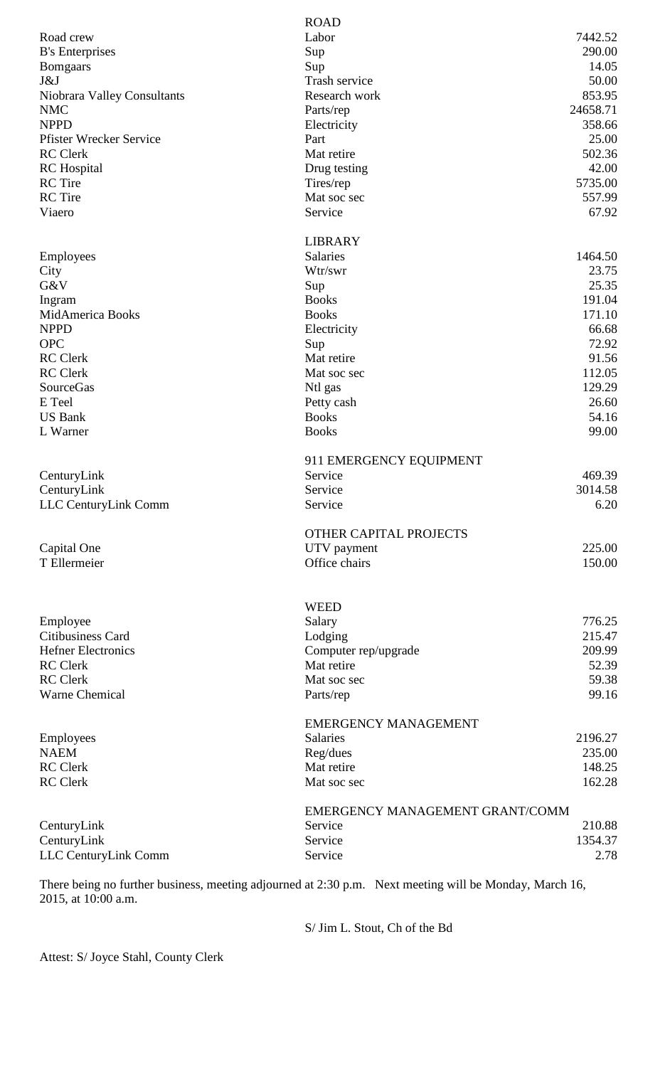| | | |
|---|---|---|
| | ROAD | |
| Road crew | Labor | 7442.52 |
| B's Enterprises | Sup | 290.00 |
| Bomgaars | Sup | 14.05 |
| J&J | Trash service | 50.00 |
| Niobrara Valley Consultants | Research work | 853.95 |
| NMC | Parts/rep | 24658.71 |
| NPPD | Electricity | 358.66 |
| Pfister Wrecker Service | Part | 25.00 |
| RC Clerk | Mat retire | 502.36 |
| RC Hospital | Drug testing | 42.00 |
| RC Tire | Tires/rep | 5735.00 |
| RC Tire | Mat soc sec | 557.99 |
| Viaero | Service | 67.92 |
| | LIBRARY | |
| Employees | Salaries | 1464.50 |
| City | Wtr/swr | 23.75 |
| G&V | Sup | 25.35 |
| Ingram | Books | 191.04 |
| MidAmerica Books | Books | 171.10 |
| NPPD | Electricity | 66.68 |
| OPC | Sup | 72.92 |
| RC Clerk | Mat retire | 91.56 |
| RC Clerk | Mat soc sec | 112.05 |
| SourceGas | Ntl gas | 129.29 |
| E Teel | Petty cash | 26.60 |
| US Bank | Books | 54.16 |
| L Warner | Books | 99.00 |
| | 911 EMERGENCY EQUIPMENT | |
| CenturyLink | Service | 469.39 |
| CenturyLink | Service | 3014.58 |
| LLC CenturyLink Comm | Service | 6.20 |
| | OTHER CAPITAL PROJECTS | |
| Capital One | UTV payment | 225.00 |
| T Ellermeier | Office chairs | 150.00 |
| | WEED | |
| Employee | Salary | 776.25 |
| Citibusiness Card | Lodging | 215.47 |
| Hefner Electronics | Computer rep/upgrade | 209.99 |
| RC Clerk | Mat retire | 52.39 |
| RC Clerk | Mat soc sec | 59.38 |
| Warne Chemical | Parts/rep | 99.16 |
| | EMERGENCY MANAGEMENT | |
| Employees | Salaries | 2196.27 |
| NAEM | Reg/dues | 235.00 |
| RC Clerk | Mat retire | 148.25 |
| RC Clerk | Mat soc sec | 162.28 |
| | EMERGENCY MANAGEMENT GRANT/COMM | |
| CenturyLink | Service | 210.88 |
| CenturyLink | Service | 1354.37 |
| LLC CenturyLink Comm | Service | 2.78 |

There being no further business, meeting adjourned at 2:30 p.m. Next meeting will be Monday, March 16, 2015, at 10:00 a.m.

S/ Jim L. Stout, Ch of the Bd

Attest: S/ Joyce Stahl, County Clerk